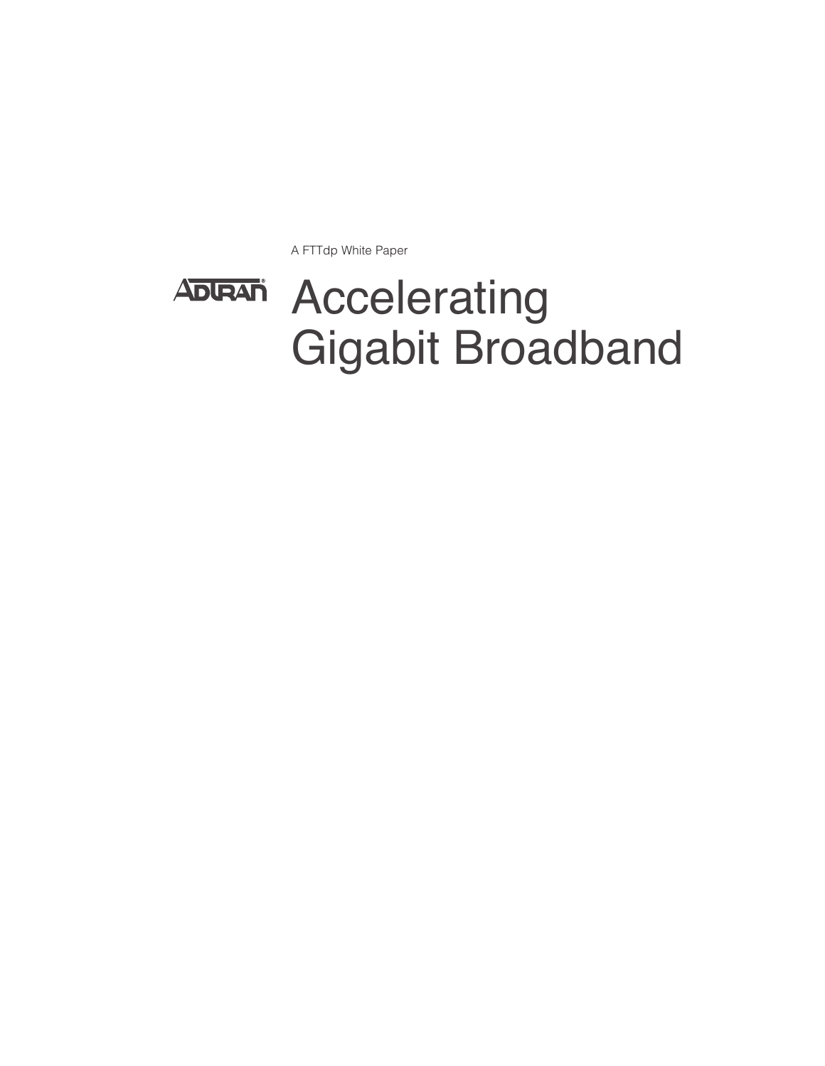A FTTdp White Paper

ADTRAN®

# Accelerating Gigabit Broadband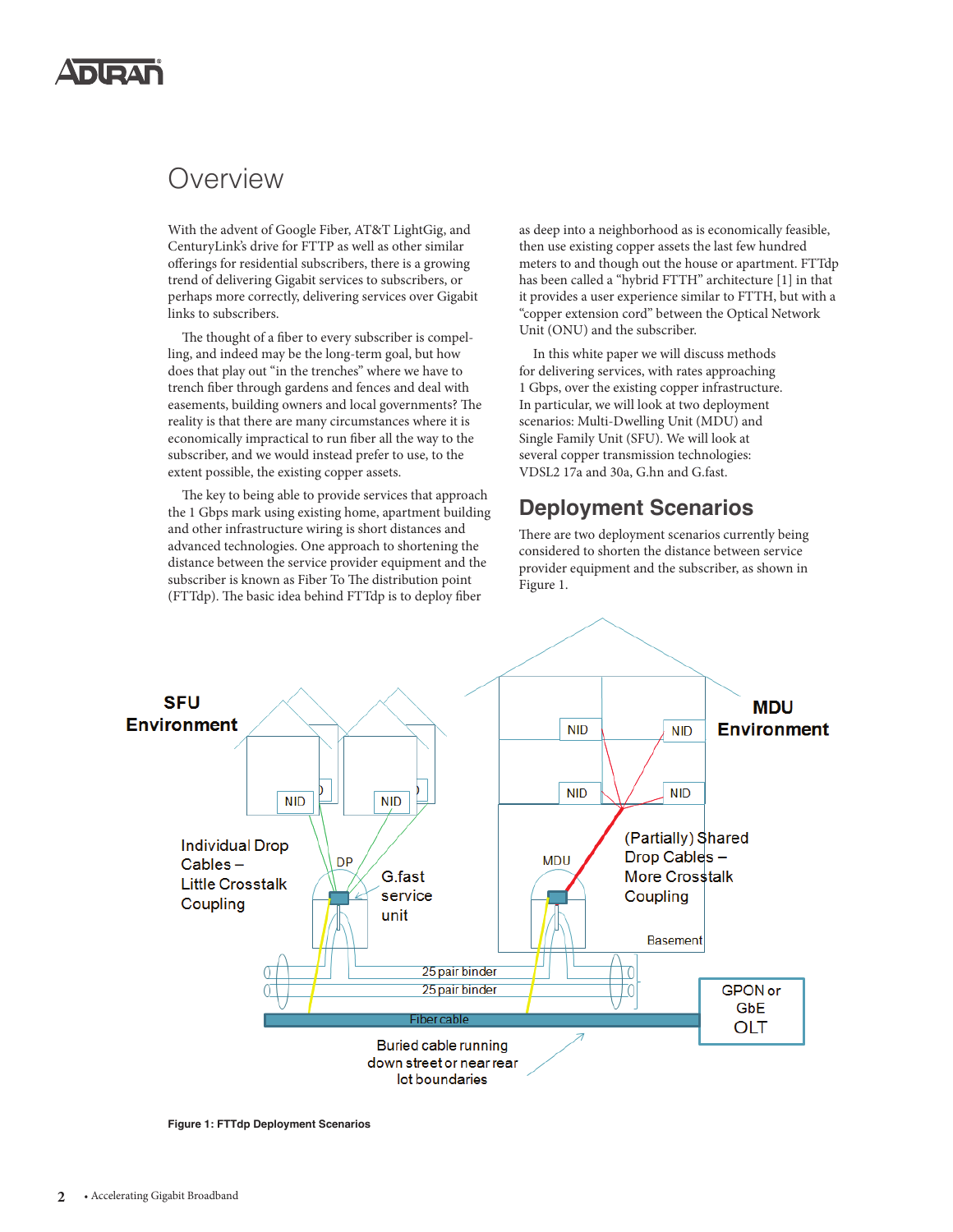# Overview

With the advent of Google Fiber, AT&T LightGig, and CenturyLink's drive for FTTP as well as other similar offerings for residential subscribers, there is a growing trend of delivering Gigabit services to subscribers, or perhaps more correctly, delivering services over Gigabit links to subscribers.

The thought of a fiber to every subscriber is compelling, and indeed may be the long-term goal, but how does that play out "in the trenches" where we have to trench fiber through gardens and fences and deal with easements, building owners and local governments? The reality is that there are many circumstances where it is economically impractical to run fiber all the way to the subscriber, and we would instead prefer to use, to the extent possible, the existing copper assets.

The key to being able to provide services that approach the 1 Gbps mark using existing home, apartment building and other infrastructure wiring is short distances and advanced technologies. One approach to shortening the distance between the service provider equipment and the subscriber is known as Fiber To The distribution point (FTTdp). The basic idea behind FTTdp is to deploy fiber as deep into a neighborhood as is economically feasible, then use existing copper assets the last few hundred meters to and though out the house or apartment. FTTdp has been called a "hybrid FTTH" architecture [1] in that it provides a user experience similar to FTTH, but with a "copper extension cord" between the Optical Network Unit (ONU) and the subscriber.

In this white paper we will discuss methods for delivering services, with rates approaching 1 Gbps, over the existing copper infrastructure. In particular, we will look at two deployment scenarios: Multi-Dwelling Unit (MDU) and Single Family Unit (SFU). We will look at several copper transmission technologies: VDSL2 17a and 30a, G.hn and G.fast.

## Deployment Scenarios

There are two deployment scenarios currently being considered to shorten the distance between service provider equipment and the subscriber, as shown in Figure 1.

**Figure 1: FTTdp Deployment Scenarios**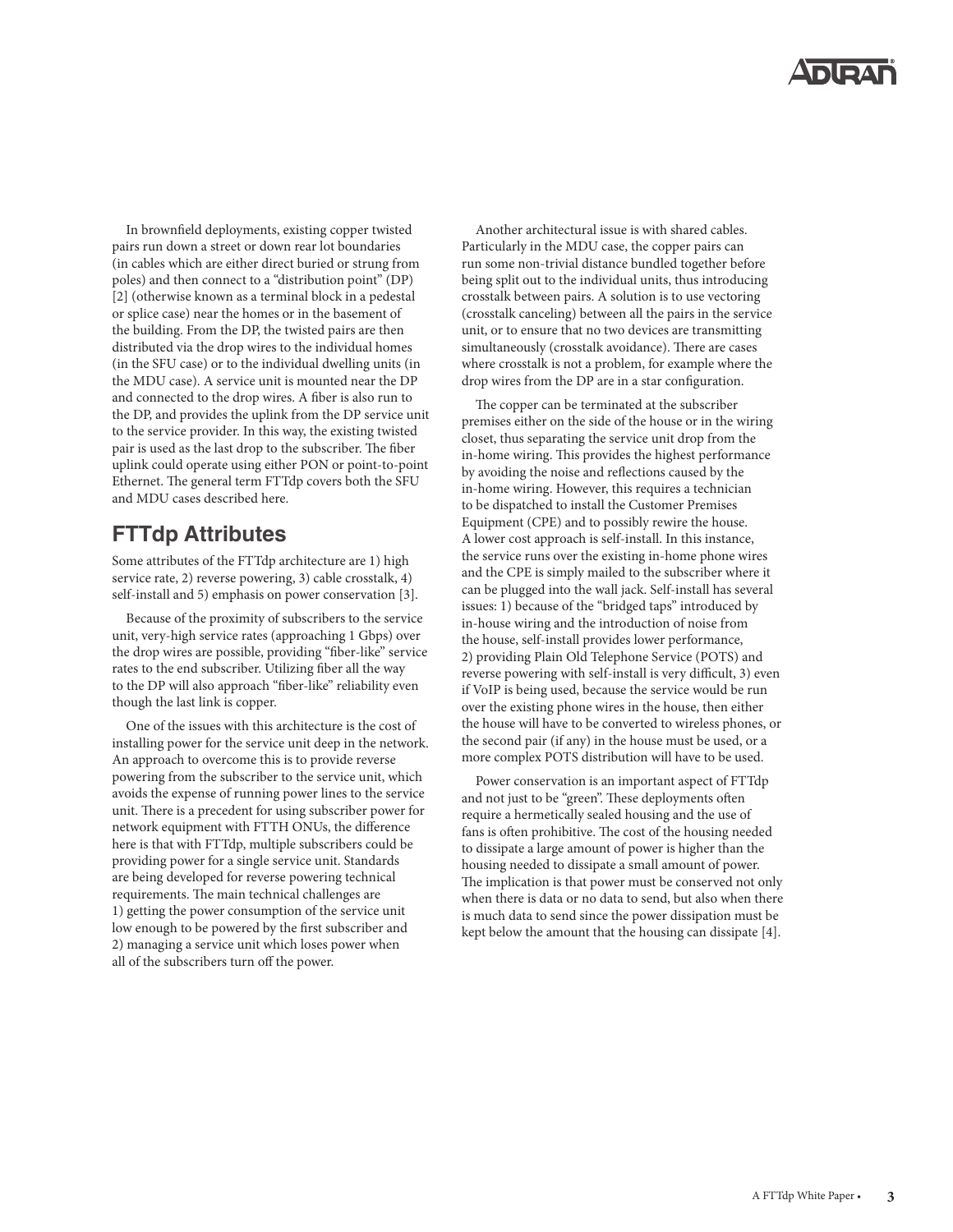In brownfield deployments, existing copper twisted pairs run down a street or down rear lot boundaries (in cables which are either direct buried or strung from poles) and then connect to a "distribution point" (DP) [2] (otherwise known as a terminal block in a pedestal or splice case) near the homes or in the basement of the building. From the DP, the twisted pairs are then distributed via the drop wires to the individual homes (in the SFU case) or to the individual dwelling units (in the MDU case). A service unit is mounted near the DP and connected to the drop wires. A fiber is also run to the DP, and provides the uplink from the DP service unit to the service provider. In this way, the existing twisted pair is used as the last drop to the subscriber. The fiber uplink could operate using either PON or point-to-point Ethernet. The general term FTTdp covers both the SFU and MDU cases described here.

## FTTdp Attributes

Some attributes of the FTTdp architecture are 1) high service rate, 2) reverse powering, 3) cable crosstalk, 4) self-install and 5) emphasis on power conservation [3].

Because of the proximity of subscribers to the service unit, very-high service rates (approaching 1 Gbps) over the drop wires are possible, providing "fiber-like" service rates to the end subscriber. Utilizing fiber all the way to the DP will also approach "fiber-like" reliability even though the last link is copper.

One of the issues with this architecture is the cost of installing power for the service unit deep in the network. An approach to overcome this is to provide reverse powering from the subscriber to the service unit, which avoids the expense of running power lines to the service unit. There is a precedent for using subscriber power for network equipment with FTTH ONUs, the difference here is that with FTTdp, multiple subscribers could be providing power for a single service unit. Standards are being developed for reverse powering technical requirements. The main technical challenges are 1) getting the power consumption of the service unit low enough to be powered by the first subscriber and 2) managing a service unit which loses power when all of the subscribers turn off the power.

Another architectural issue is with shared cables. Particularly in the MDU case, the copper pairs can run some non-trivial distance bundled together before being split out to the individual units, thus introducing crosstalk between pairs. A solution is to use vectoring (crosstalk canceling) between all the pairs in the service unit, or to ensure that no two devices are transmitting simultaneously (crosstalk avoidance). There are cases where crosstalk is not a problem, for example where the drop wires from the DP are in a star configuration.

The copper can be terminated at the subscriber premises either on the side of the house or in the wiring closet, thus separating the service unit drop from the in-home wiring. This provides the highest performance by avoiding the noise and reflections caused by the in-home wiring. However, this requires a technician to be dispatched to install the Customer Premises Equipment (CPE) and to possibly rewire the house. A lower cost approach is self-install. In this instance, the service runs over the existing in-home phone wires and the CPE is simply mailed to the subscriber where it can be plugged into the wall jack. Self-install has several issues: 1) because of the "bridged taps" introduced by in-house wiring and the introduction of noise from the house, self-install provides lower performance, 2) providing Plain Old Telephone Service (POTS) and reverse powering with self-install is very difficult, 3) even if VoIP is being used, because the service would be run over the existing phone wires in the house, then either the house will have to be converted to wireless phones, or the second pair (if any) in the house must be used, or a more complex POTS distribution will have to be used.

Power conservation is an important aspect of FTTdp and not just to be "green". These deployments often require a hermetically sealed housing and the use of fans is often prohibitive. The cost of the housing needed to dissipate a large amount of power is higher than the housing needed to dissipate a small amount of power. The implication is that power must be conserved not only when there is data or no data to send, but also when there is much data to send since the power dissipation must be kept below the amount that the housing can dissipate [4].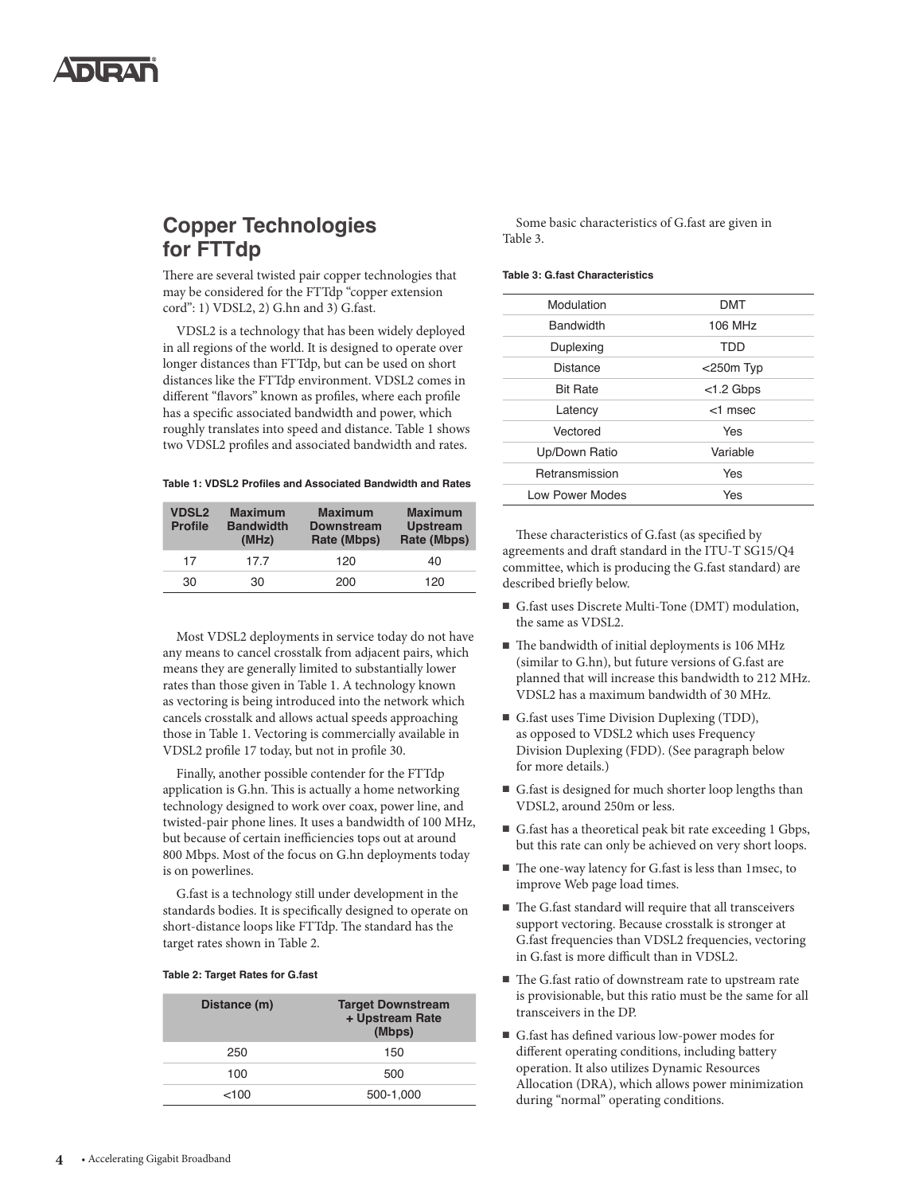## Copper Technologies for FTTdp

There are several twisted pair copper technologies that may be considered for the FTTdp "copper extension cord": 1) VDSL2, 2) G.hn and 3) G.fast.

VDSL2 is a technology that has been widely deployed in all regions of the world. It is designed to operate over longer distances than FTTdp, but can be used on short distances like the FTTdp environment. VDSL2 comes in different "flavors" known as profiles, where each profile has a specific associated bandwidth and power, which roughly translates into speed and distance. Table 1 shows two VDSL2 profiles and associated bandwidth and rates.

**Table 1: VDSL2 Profiles and Associated Bandwidth and Rates**

| VDSL2 Profile | Maximum Bandwidth (MHz) | Maximum Downstream Rate (Mbps) | Maximum Upstream Rate (Mbps) |
|---|---|---|---|
| 17 | 17.7 | 120 | 40 |
| 30 | 30 | 200 | 120 |

Most VDSL2 deployments in service today do not have any means to cancel crosstalk from adjacent pairs, which means they are generally limited to substantially lower rates than those given in Table 1. A technology known as vectoring is being introduced into the network which cancels crosstalk and allows actual speeds approaching those in Table 1. Vectoring is commercially available in VDSL2 profile 17 today, but not in profile 30.

Finally, another possible contender for the FTTdp application is G.hn. This is actually a home networking technology designed to work over coax, power line, and twisted-pair phone lines. It uses a bandwidth of 100 MHz, but because of certain inefficiencies tops out at around 800 Mbps. Most of the focus on G.hn deployments today is on powerlines.

G.fast is a technology still under development in the standards bodies. It is specifically designed to operate on short-distance loops like FTTdp. The standard has the target rates shown in Table 2.

**Table 2: Target Rates for G.fast**

| Distance (m) | Target Downstream + Upstream Rate (Mbps) |
|---|---|
| 250 | 150 |
| 100 | 500 |
| <100 | 500-1,000 |

Some basic characteristics of G.fast are given in Table 3.

**Table 3: G.fast Characteristics**

| | |
|---|---|
| Modulation | DMT |
| Bandwidth | 106 MHz |
| Duplexing | TDD |
| Distance | <250m Typ |
| Bit Rate | <1.2 Gbps |
| Latency | <1 msec |
| Vectored | Yes |
| Up/Down Ratio | Variable |
| Retransmission | Yes |
| Low Power Modes | Yes |

These characteristics of G.fast (as specified by agreements and draft standard in the ITU-T SG15/Q4 committee, which is producing the G.fast standard) are described briefly below.

- G.fast uses Discrete Multi-Tone (DMT) modulation, the same as VDSL2.
- The bandwidth of initial deployments is 106 MHz (similar to G.hn), but future versions of G.fast are planned that will increase this bandwidth to 212 MHz. VDSL2 has a maximum bandwidth of 30 MHz.
- G.fast uses Time Division Duplexing (TDD), as opposed to VDSL2 which uses Frequency Division Duplexing (FDD). (See paragraph below for more details.)
- G.fast is designed for much shorter loop lengths than VDSL2, around 250m or less.
- G.fast has a theoretical peak bit rate exceeding 1 Gbps, but this rate can only be achieved on very short loops.
- The one-way latency for G.fast is less than 1msec, to improve Web page load times.
- The G.fast standard will require that all transceivers support vectoring. Because crosstalk is stronger at G.fast frequencies than VDSL2 frequencies, vectoring in G.fast is more difficult than in VDSL2.
- The G.fast ratio of downstream rate to upstream rate is provisionable, but this ratio must be the same for all transceivers in the DP.
- G.fast has defined various low-power modes for different operating conditions, including battery operation. It also utilizes Dynamic Resources Allocation (DRA), which allows power minimization during "normal" operating conditions.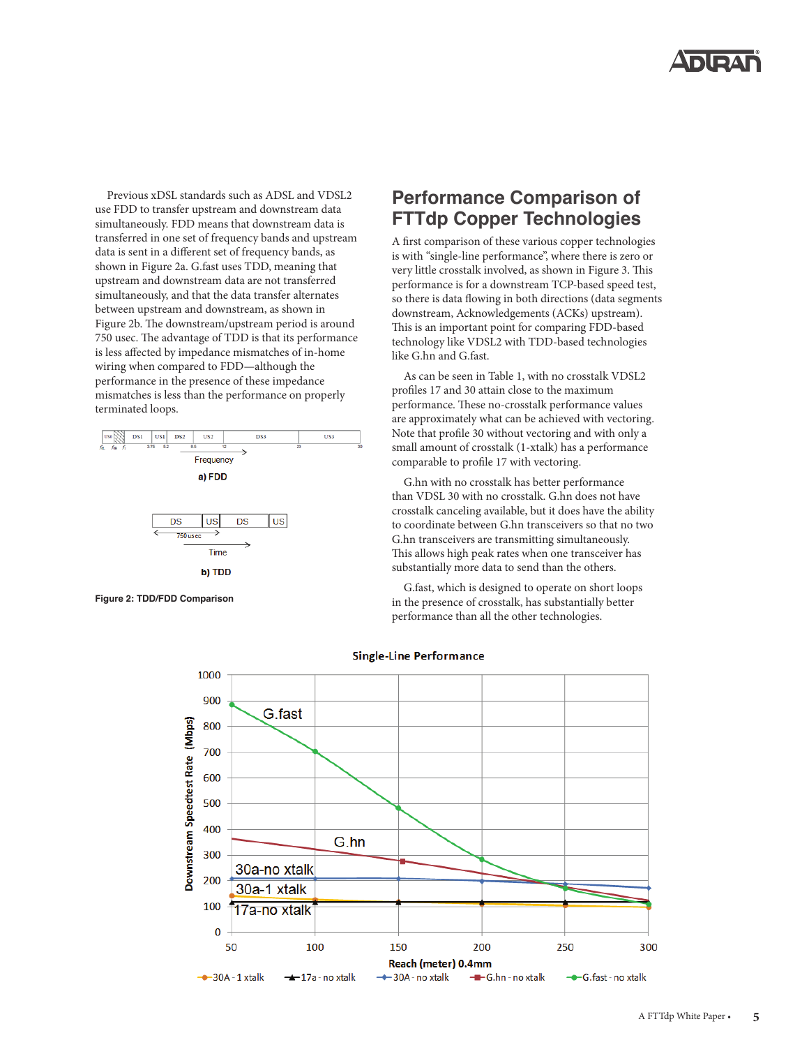Previous xDSL standards such as ADSL and VDSL2 use FDD to transfer upstream and downstream data simultaneously. FDD means that downstream data is transferred in one set of frequency bands and upstream data is sent in a different set of frequency bands, as shown in Figure 2a. G.fast uses TDD, meaning that upstream and downstream data are not transferred simultaneously, and that the data transfer alternates between upstream and downstream, as shown in Figure 2b. The downstream/upstream period is around 750 usec. The advantage of TDD is that its performance is less affected by impedance mismatches of in-home wiring when compared to FDD—although the performance in the presence of these impedance mismatches is less than the performance on properly terminated loops.

a) FDD

b) TDD

**Figure 2: TDD/FDD Comparison**

## Performance Comparison of FTTdp Copper Technologies

A first comparison of these various copper technologies is with “single-line performance”, where there is zero or very little crosstalk involved, as shown in Figure 3. This performance is for a downstream TCP-based speed test, so there is data flowing in both directions (data segments downstream, Acknowledgements (ACKs) upstream). This is an important point for comparing FDD-based technology like VDSL2 with TDD-based technologies like G.hn and G.fast.

As can be seen in Table 1, with no crosstalk VDSL2 profiles 17 and 30 attain close to the maximum performance. These no-crosstalk performance values are approximately what can be achieved with vectoring. Note that profile 30 without vectoring and with only a small amount of crosstalk (1-xtalk) has a performance comparable to profile 17 with vectoring.

G.hn with no crosstalk has better performance than VDSL 30 with no crosstalk. G.hn does not have crosstalk canceling available, but it does have the ability to coordinate between G.hn transceivers so that no two G.hn transceivers are transmitting simultaneously. This allows high peak rates when one transceiver has substantially more data to send than the others.

G.fast, which is designed to operate on short loops in the presence of crosstalk, has substantially better performance than all the other technologies.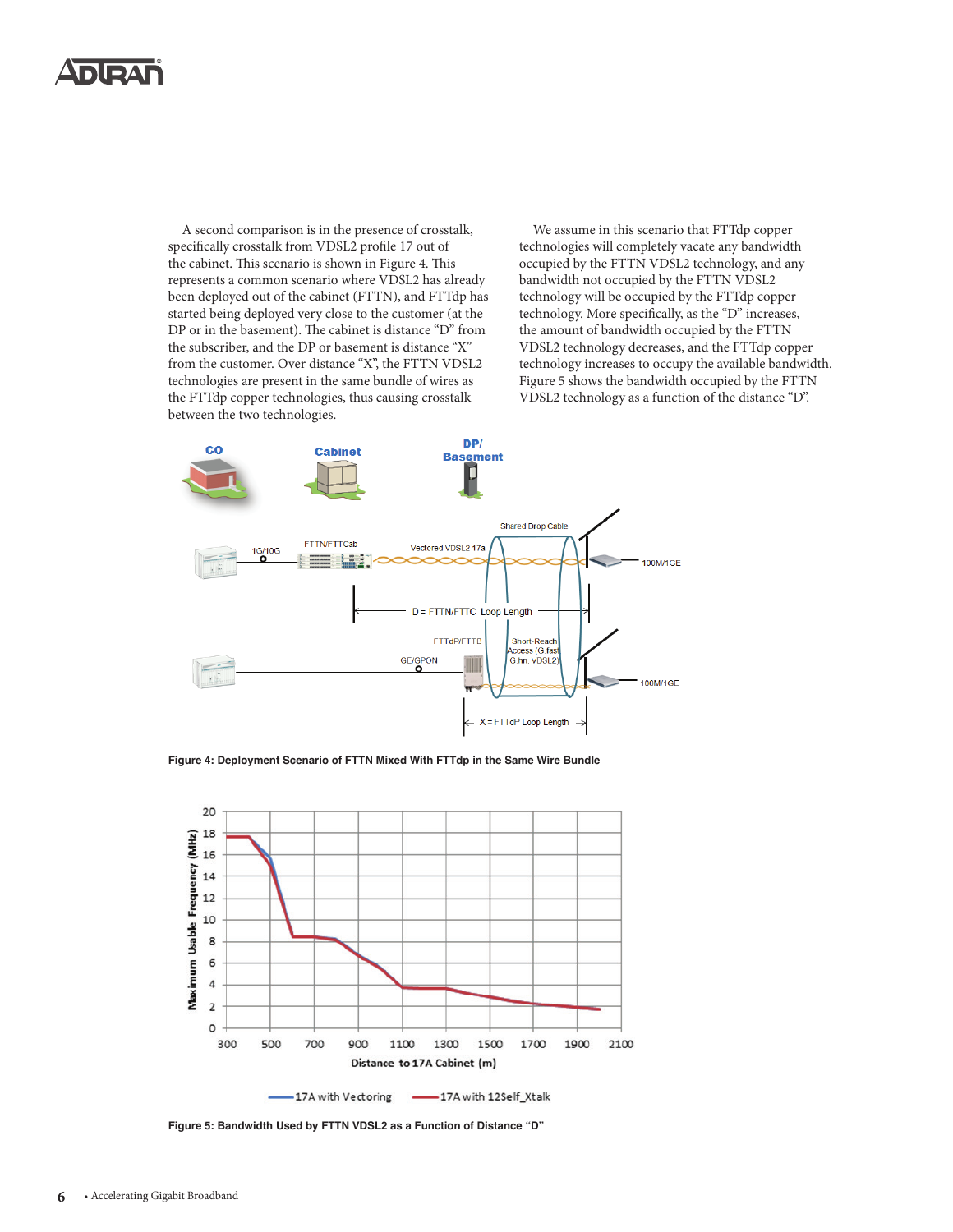A second comparison is in the presence of crosstalk, specifically crosstalk from VDSL2 profile 17 out of the cabinet. This scenario is shown in Figure 4. This represents a common scenario where VDSL2 has already been deployed out of the cabinet (FTTN), and FTTdp has started being deployed very close to the customer (at the DP or in the basement). The cabinet is distance "D" from the subscriber, and the DP or basement is distance "X" from the customer. Over distance "X", the FTTN VDSL2 technologies are present in the same bundle of wires as the FTTdp copper technologies, thus causing crosstalk between the two technologies.

We assume in this scenario that FTTdp copper technologies will completely vacate any bandwidth occupied by the FTTN VDSL2 technology, and any bandwidth not occupied by the FTTN VDSL2 technology will be occupied by the FTTdp copper technology. More specifically, as the "D" increases, the amount of bandwidth occupied by the FTTN VDSL2 technology decreases, and the FTTdp copper technology increases to occupy the available bandwidth. Figure 5 shows the bandwidth occupied by the FTTN VDSL2 technology as a function of the distance "D".

**Figure 4: Deployment Scenario of FTTN Mixed With FTTdp in the Same Wire Bundle**

**Figure 5: Bandwidth Used by FTTN VDSL2 as a Function of Distance "D"**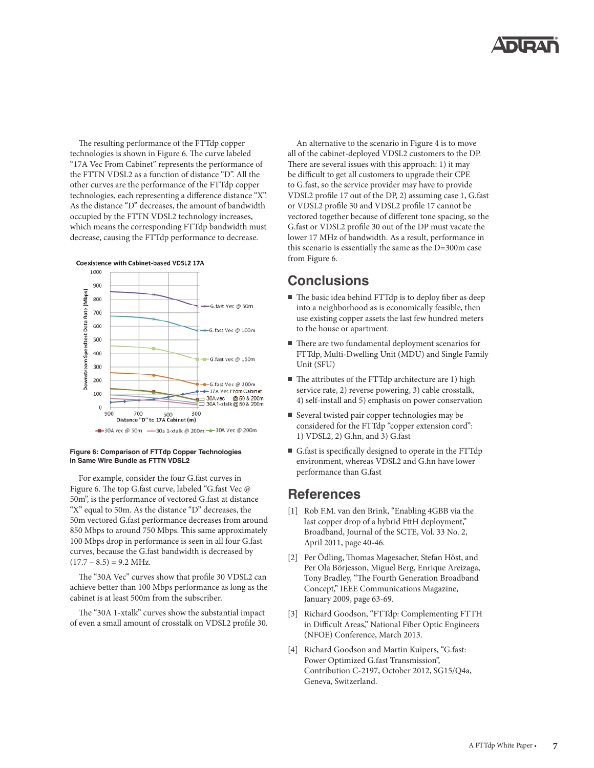The resulting performance of the FTTdp copper technologies is shown in Figure 6. The curve labeled "17A Vec From Cabinet" represents the performance of the FTTN VDSL2 as a function of distance "D". All the other curves are the performance of the FTTdp copper technologies, each representing a difference distance "X". As the distance "D" decreases, the amount of bandwidth occupied by the FTTN VDSL2 technology increases, which means the corresponding FTTdp bandwidth must decrease, causing the FTTdp performance to decrease.

**Figure 6: Comparison of FTTdp Copper Technologies in Same Wire Bundle as FTTN VDSL2**

For example, consider the four G.fast curves in Figure 6. The top G.fast curve, labeled "G.fast Vec @ 50m", is the performance of vectored G.fast at distance "X" equal to 50m. As the distance "D" decreases, the 50m vectored G.fast performance decreases from around 850 Mbps to around 750 Mbps. This same approximately 100 Mbps drop in performance is seen in all four G.fast curves, because the G.fast bandwidth is decreased by (17.7 – 8.5) = 9.2 MHz.

The "30A Vec" curves show that profile 30 VDSL2 can achieve better than 100 Mbps performance as long as the cabinet is at least 500m from the subscriber.

The "30A 1-xtalk" curves show the substantial impact of even a small amount of crosstalk on VDSL2 profile 30.

An alternative to the scenario in Figure 4 is to move all of the cabinet-deployed VDSL2 customers to the DP. There are several issues with this approach: 1) it may be difficult to get all customers to upgrade their CPE to G.fast, so the service provider may have to provide VDSL2 profile 17 out of the DP, 2) assuming case 1, G.fast or VDSL2 profile 30 and VDSL2 profile 17 cannot be vectored together because of different tone spacing, so the G.fast or VDSL2 profile 30 out of the DP must vacate the lower 17 MHz of bandwidth. As a result, performance in this scenario is essentially the same as the D=300m case from Figure 6.

## Conclusions

- The basic idea behind FTTdp is to deploy fiber as deep into a neighborhood as is economically feasible, then use existing copper assets the last few hundred meters to the house or apartment.
- There are two fundamental deployment scenarios for FTTdp, Multi-Dwelling Unit (MDU) and Single Family Unit (SFU)
- The attributes of the FTTdp architecture are 1) high service rate, 2) reverse powering, 3) cable crosstalk, 4) self-install and 5) emphasis on power conservation
- Several twisted pair copper technologies may be considered for the FTTdp "copper extension cord": 1) VDSL2, 2) G.hn, and 3) G.fast
- G.fast is specifically designed to operate in the FTTdp environment, whereas VDSL2 and G.hn have lower performance than G.fast

## References

[1] Rob F.M. van den Brink, "Enabling 4GBB via the last copper drop of a hybrid FttH deployment," Broadband, Journal of the SCTE, Vol. 33 No. 2, April 2011, page 40-46.

[2] Per Ödling, Thomas Magesacher, Stefan Höst, and Per Ola Börjesson, Miguel Berg, Enrique Areizaga, Tony Bradley, "The Fourth Generation Broadband Concept," IEEE Communications Magazine, January 2009, page 63-69.

[3] Richard Goodson, "FTTdp: Complementing FTTH in Difficult Areas," National Fiber Optic Engineers (NFOE) Conference, March 2013.

[4] Richard Goodson and Martin Kuipers, "G.fast: Power Optimized G.fast Transmission", Contribution C-2197, October 2012, SG15/Q4a, Geneva, Switzerland.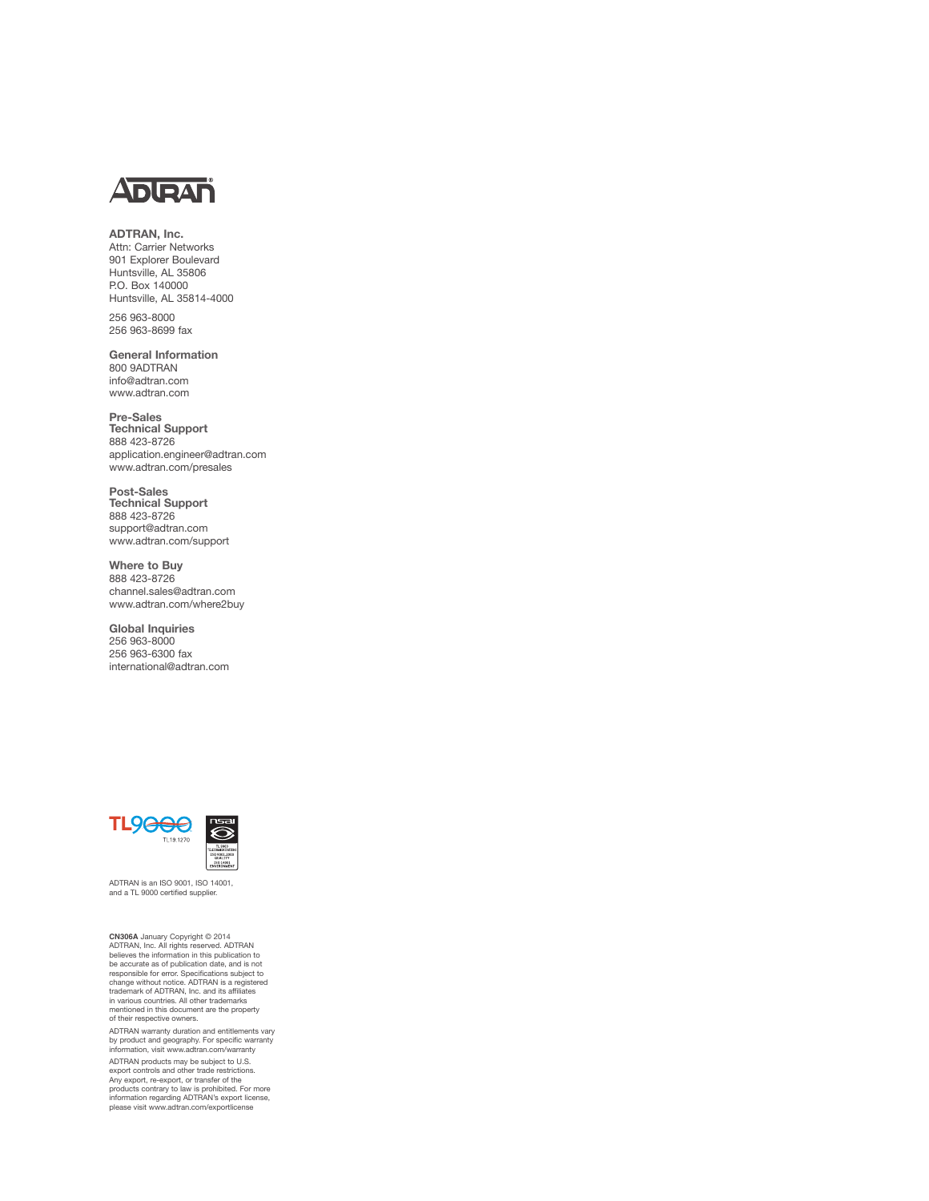**ADTRAN, Inc.**
Attn: Carrier Networks
901 Explorer Boulevard
Huntsville, AL 35806
P.O. Box 140000
Huntsville, AL 35814-4000

256 963-8000
256 963-8699 fax

**General Information**
800 9ADTRAN
info@adtran.com
www.adtran.com

**Pre-Sales**
**Technical Support**
888 423-8726
application.engineer@adtran.com
www.adtran.com/presales

**Post-Sales**
**Technical Support**
888 423-8726
support@adtran.com
www.adtran.com/support

**Where to Buy**
888 423-8726
channel.sales@adtran.com
www.adtran.com/where2buy

**Global Inquiries**
256 963-8000
256 963-6300 fax
international@adtran.com

TL 9000
TL19.1270

ADTRAN is an ISO 9001, ISO 14001, and a TL 9000 certified supplier.

**CN306A** January Copyright © 2014 ADTRAN, Inc. All rights reserved. ADTRAN believes the information in this publication to be accurate as of publication date, and is not responsible for error. Specifications subject to change without notice. ADTRAN is a registered trademark of ADTRAN, Inc. and its affiliates in various countries. All other trademarks mentioned in this document are the property of their respective owners.

ADTRAN warranty duration and entitlements vary by product and geography. For specific warranty information, visit www.adtran.com/warranty

ADTRAN products may be subject to U.S. export controls and other trade restrictions. Any export, re-export, or transfer of the products contrary to law is prohibited. For more information regarding ADTRAN's export license, please visit www.adtran.com/exportlicense